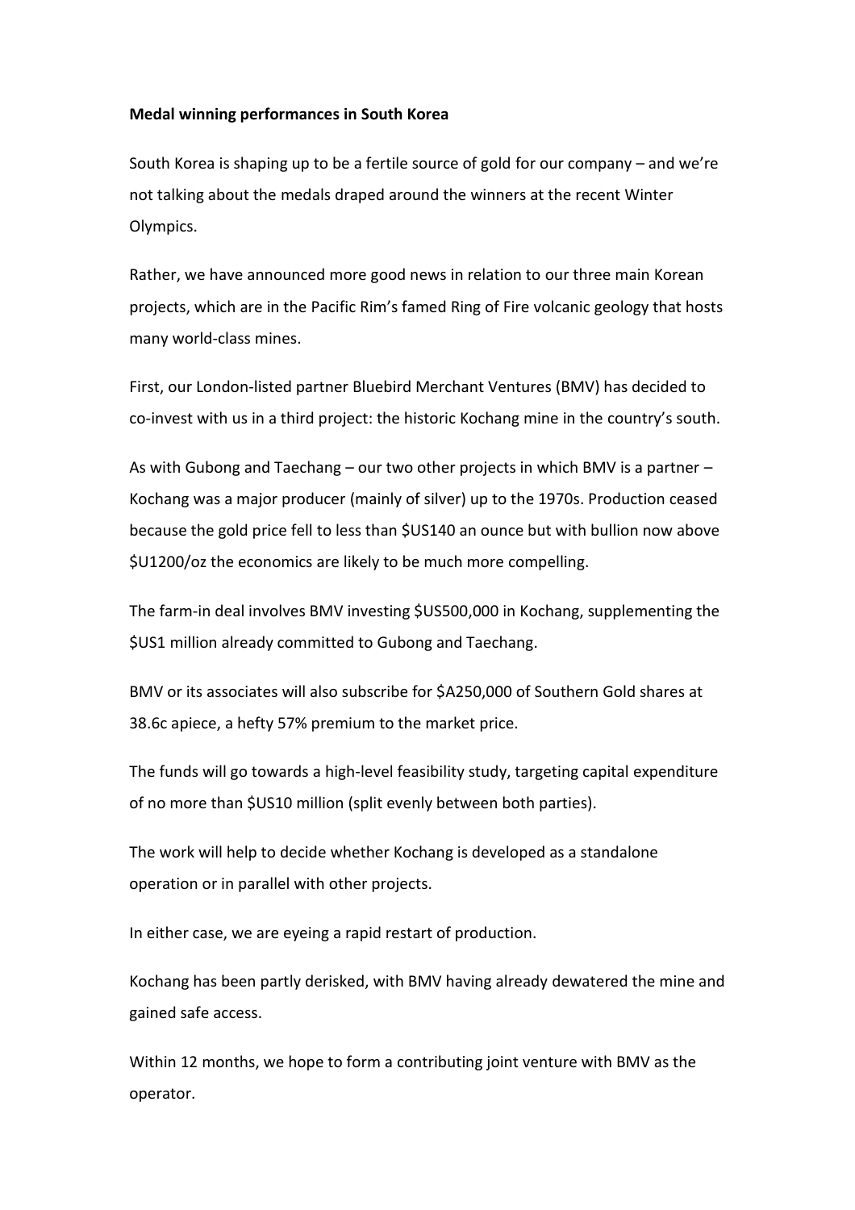**Medal winning performances in South Korea**

South Korea is shaping up to be a fertile source of gold for our company – and we're not talking about the medals draped around the winners at the recent Winter Olympics.

Rather, we have announced more good news in relation to our three main Korean projects, which are in the Pacific Rim's famed Ring of Fire volcanic geology that hosts many world-class mines.

First, our London-listed partner Bluebird Merchant Ventures (BMV) has decided to co-invest with us in a third project: the historic Kochang mine in the country's south.

As with Gubong and Taechang – our two other projects in which BMV is a partner – Kochang was a major producer (mainly of silver) up to the 1970s. Production ceased because the gold price fell to less than $US140 an ounce but with bullion now above $U1200/oz the economics are likely to be much more compelling.

The farm-in deal involves BMV investing $US500,000 in Kochang, supplementing the $US1 million already committed to Gubong and Taechang.

BMV or its associates will also subscribe for $A250,000 of Southern Gold shares at 38.6c apiece, a hefty 57% premium to the market price.

The funds will go towards a high-level feasibility study, targeting capital expenditure of no more than $US10 million (split evenly between both parties).

The work will help to decide whether Kochang is developed as a standalone operation or in parallel with other projects.

In either case, we are eyeing a rapid restart of production.

Kochang has been partly derisked, with BMV having already dewatered the mine and gained safe access.

Within 12 months, we hope to form a contributing joint venture with BMV as the operator.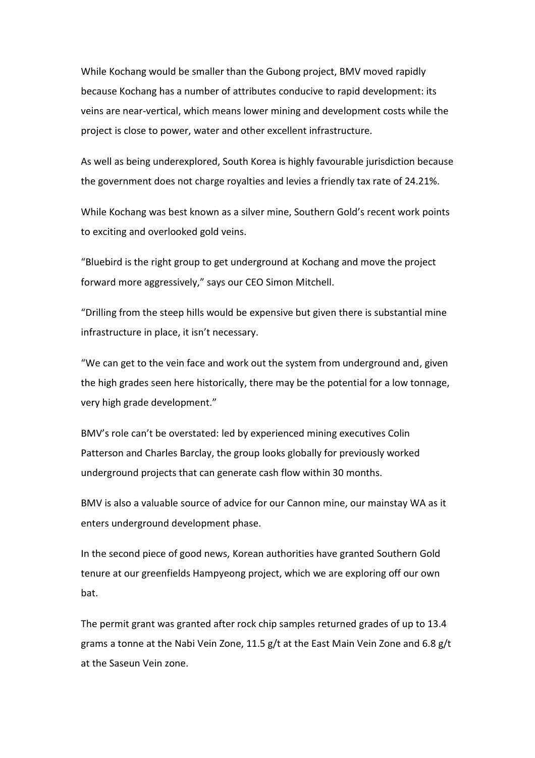While Kochang would be smaller than the Gubong project, BMV moved rapidly because Kochang has a number of attributes conducive to rapid development: its veins are near-vertical, which means lower mining and development costs while the project is close to power, water and other excellent infrastructure.

As well as being underexplored, South Korea is highly favourable jurisdiction because the government does not charge royalties and levies a friendly tax rate of 24.21%.

While Kochang was best known as a silver mine, Southern Gold's recent work points to exciting and overlooked gold veins.

"Bluebird is the right group to get underground at Kochang and move the project forward more aggressively," says our CEO Simon Mitchell.

"Drilling from the steep hills would be expensive but given there is substantial mine infrastructure in place, it isn't necessary.

"We can get to the vein face and work out the system from underground and, given the high grades seen here historically, there may be the potential for a low tonnage, very high grade development."

BMV's role can't be overstated: led by experienced mining executives Colin Patterson and Charles Barclay, the group looks globally for previously worked underground projects that can generate cash flow within 30 months.

BMV is also a valuable source of advice for our Cannon mine, our mainstay WA as it enters underground development phase.

In the second piece of good news, Korean authorities have granted Southern Gold tenure at our greenfields Hampyeong project, which we are exploring off our own bat.

The permit grant was granted after rock chip samples returned grades of up to 13.4 grams a tonne at the Nabi Vein Zone, 11.5 g/t at the East Main Vein Zone and 6.8 g/t at the Saseun Vein zone.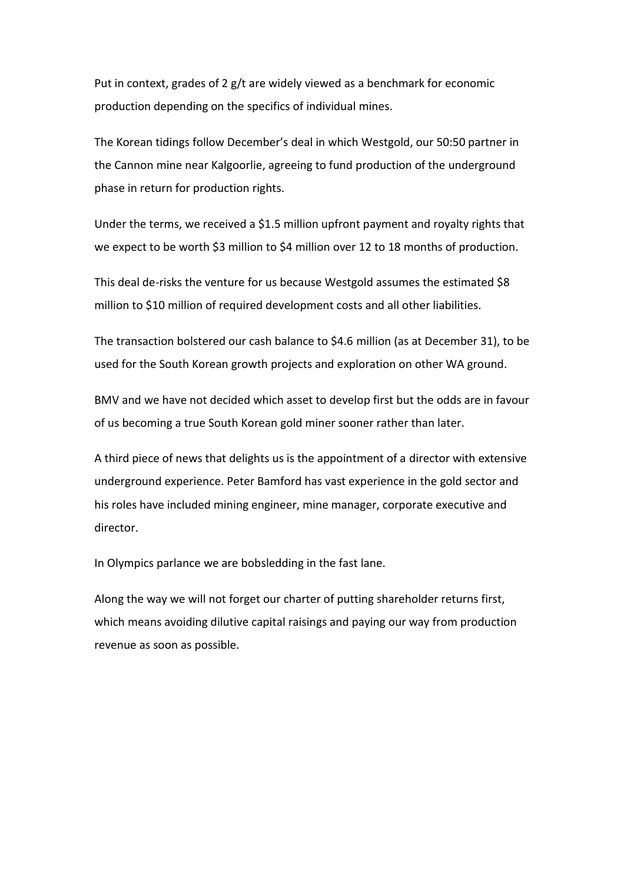Put in context, grades of 2 g/t are widely viewed as a benchmark for economic production depending on the specifics of individual mines.

The Korean tidings follow December's deal in which Westgold, our 50:50 partner in the Cannon mine near Kalgoorlie, agreeing to fund production of the underground phase in return for production rights.

Under the terms, we received a $1.5 million upfront payment and royalty rights that we expect to be worth $3 million to $4 million over 12 to 18 months of production.

This deal de-risks the venture for us because Westgold assumes the estimated $8 million to $10 million of required development costs and all other liabilities.

The transaction bolstered our cash balance to $4.6 million (as at December 31), to be used for the South Korean growth projects and exploration on other WA ground.

BMV and we have not decided which asset to develop first but the odds are in favour of us becoming a true South Korean gold miner sooner rather than later.

A third piece of news that delights us is the appointment of a director with extensive underground experience. Peter Bamford has vast experience in the gold sector and his roles have included mining engineer, mine manager, corporate executive and director.

In Olympics parlance we are bobsledding in the fast lane.

Along the way we will not forget our charter of putting shareholder returns first, which means avoiding dilutive capital raisings and paying our way from production revenue as soon as possible.